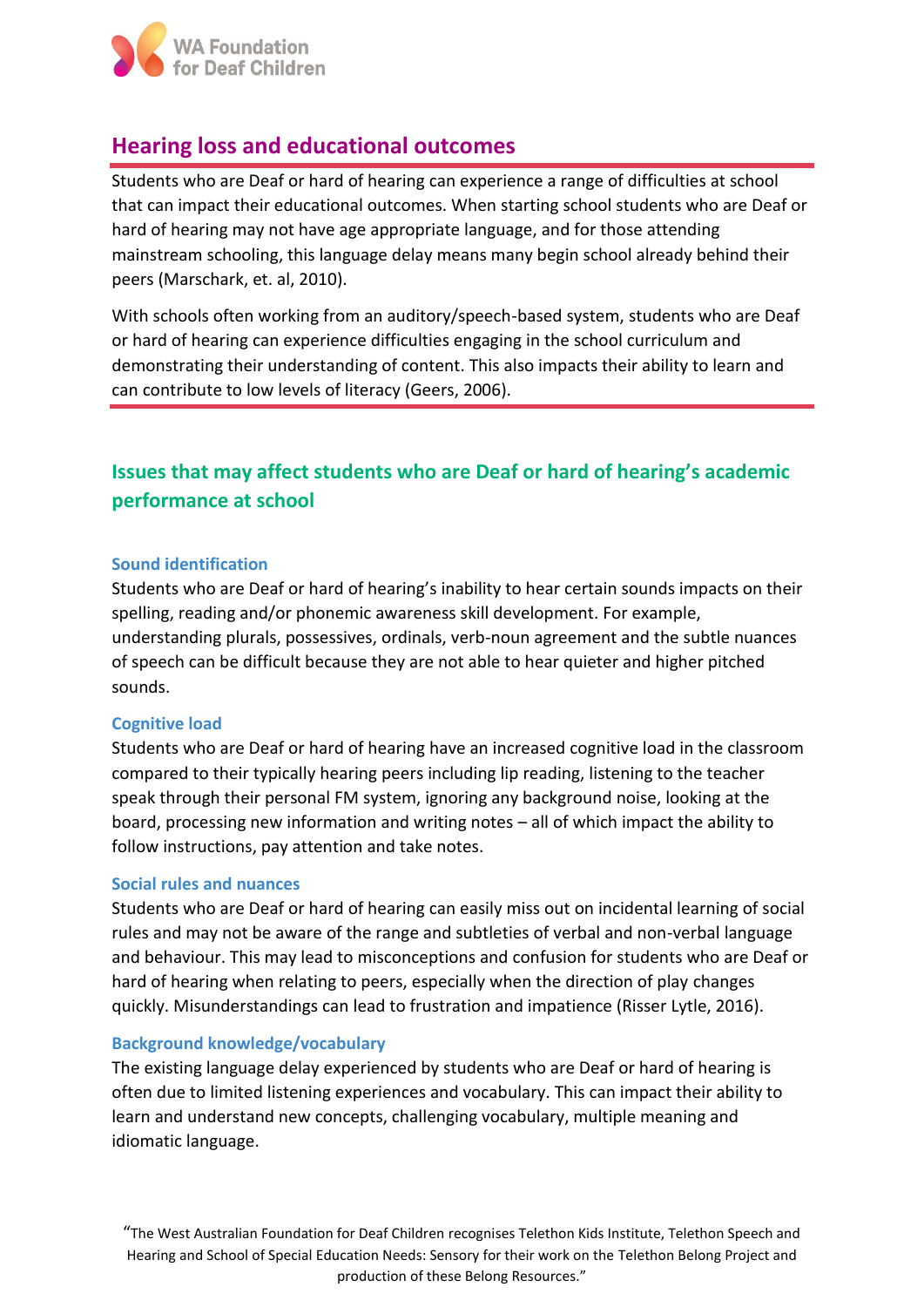# Hearing loss and educational outcomes

Students who are Deaf or hard of hearing can experience a range of difficulties at school that can impact their educational outcomes. When starting school students who are Deaf or hard of hearing may not have age appropriate language, and for those attending mainstream schooling, this language delay means many begin school already behind their peers (Marschark, et. al, 2010).

With schools often working from an auditory/speech-based system, students who are Deaf or hard of hearing can experience difficulties engaging in the school curriculum and demonstrating their understanding of content. This also impacts their ability to learn and can contribute to low levels of literacy (Geers, 2006).

## Issues that may affect students who are Deaf or hard of hearing's academic performance at school

### Sound identification

Students who are Deaf or hard of hearing's inability to hear certain sounds impacts on their spelling, reading and/or phonemic awareness skill development. For example, understanding plurals, possessives, ordinals, verb-noun agreement and the subtle nuances of speech can be difficult because they are not able to hear quieter and higher pitched sounds.

### Cognitive load

Students who are Deaf or hard of hearing have an increased cognitive load in the classroom compared to their typically hearing peers including lip reading, listening to the teacher speak through their personal FM system, ignoring any background noise, looking at the board, processing new information and writing notes – all of which impact the ability to follow instructions, pay attention and take notes.

### Social rules and nuances

Students who are Deaf or hard of hearing can easily miss out on incidental learning of social rules and may not be aware of the range and subtleties of verbal and non-verbal language and behaviour. This may lead to misconceptions and confusion for students who are Deaf or hard of hearing when relating to peers, especially when the direction of play changes quickly. Misunderstandings can lead to frustration and impatience (Risser Lytle, 2016).

### Background knowledge/vocabulary

The existing language delay experienced by students who are Deaf or hard of hearing is often due to limited listening experiences and vocabulary. This can impact their ability to learn and understand new concepts, challenging vocabulary, multiple meaning and idiomatic language.

"The West Australian Foundation for Deaf Children recognises Telethon Kids Institute, Telethon Speech and Hearing and School of Special Education Needs: Sensory for their work on the Telethon Belong Project and production of these Belong Resources."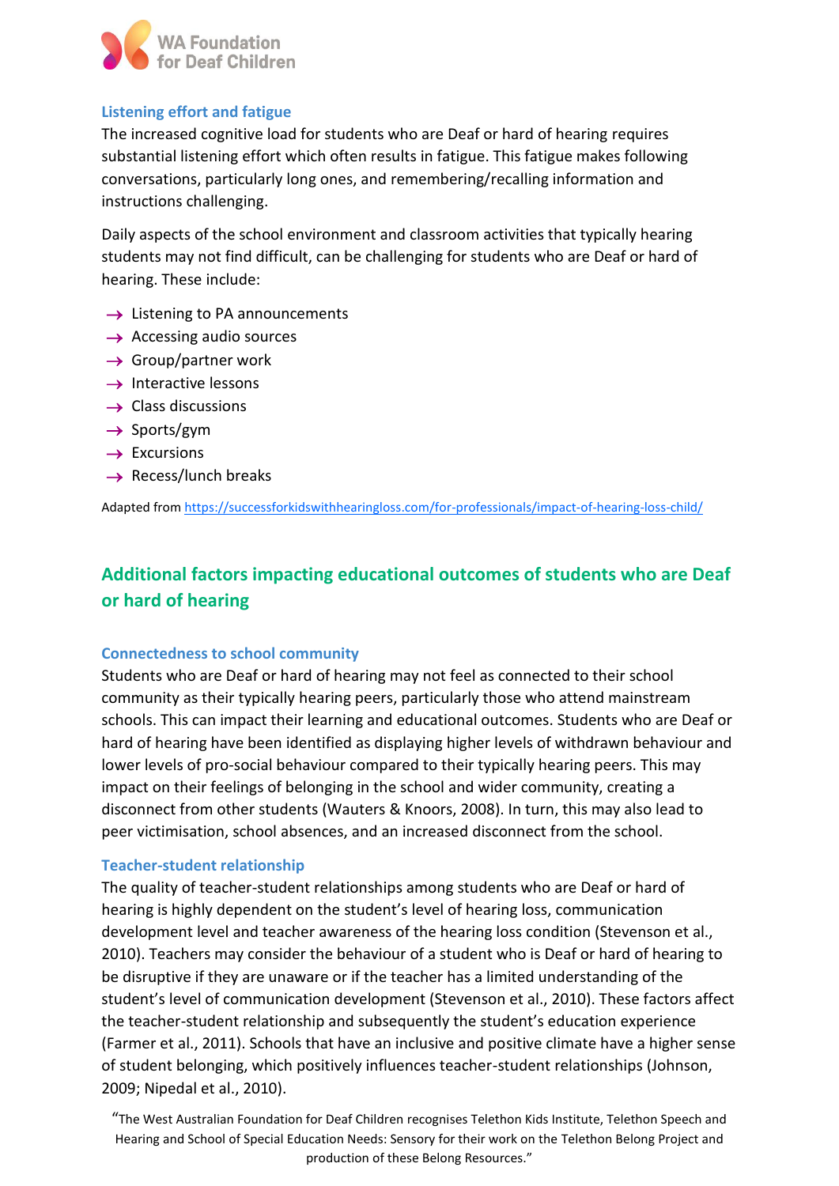### Listening effort and fatigue

The increased cognitive load for students who are Deaf or hard of hearing requires substantial listening effort which often results in fatigue. This fatigue makes following conversations, particularly long ones, and remembering/recalling information and instructions challenging.

Daily aspects of the school environment and classroom activities that typically hearing students may not find difficult, can be challenging for students who are Deaf or hard of hearing. These include:

- Listening to PA announcements
- Accessing audio sources
- Group/partner work
- Interactive lessons
- Class discussions
- Sports/gym
- Excursions
- Recess/lunch breaks

Adapted from https://successforkidswithhearingloss.com/for-professionals/impact-of-hearing-loss-child/

## Additional factors impacting educational outcomes of students who are Deaf or hard of hearing

### Connectedness to school community

Students who are Deaf or hard of hearing may not feel as connected to their school community as their typically hearing peers, particularly those who attend mainstream schools. This can impact their learning and educational outcomes. Students who are Deaf or hard of hearing have been identified as displaying higher levels of withdrawn behaviour and lower levels of pro-social behaviour compared to their typically hearing peers. This may impact on their feelings of belonging in the school and wider community, creating a disconnect from other students (Wauters & Knoors, 2008). In turn, this may also lead to peer victimisation, school absences, and an increased disconnect from the school.

### Teacher-student relationship

The quality of teacher-student relationships among students who are Deaf or hard of hearing is highly dependent on the student's level of hearing loss, communication development level and teacher awareness of the hearing loss condition (Stevenson et al., 2010). Teachers may consider the behaviour of a student who is Deaf or hard of hearing to be disruptive if they are unaware or if the teacher has a limited understanding of the student's level of communication development (Stevenson et al., 2010). These factors affect the teacher-student relationship and subsequently the student's education experience (Farmer et al., 2011). Schools that have an inclusive and positive climate have a higher sense of student belonging, which positively influences teacher-student relationships (Johnson, 2009; Nipedal et al., 2010).

"The West Australian Foundation for Deaf Children recognises Telethon Kids Institute, Telethon Speech and Hearing and School of Special Education Needs: Sensory for their work on the Telethon Belong Project and production of these Belong Resources."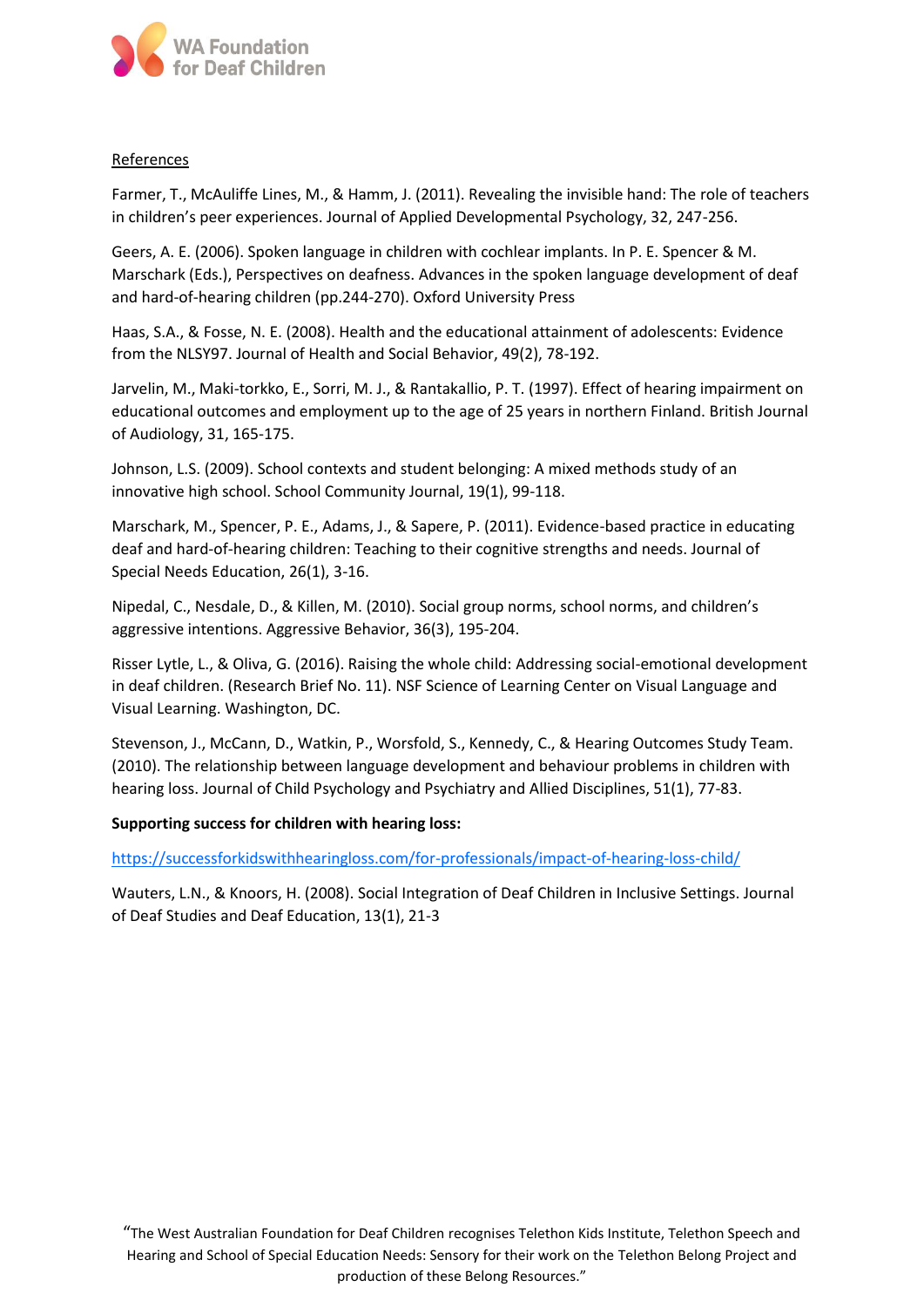References

Farmer, T., McAuliffe Lines, M., & Hamm, J. (2011). Revealing the invisible hand: The role of teachers in children's peer experiences. Journal of Applied Developmental Psychology, 32, 247-256.

Geers, A. E. (2006). Spoken language in children with cochlear implants. In P. E. Spencer & M. Marschark (Eds.), Perspectives on deafness. Advances in the spoken language development of deaf and hard-of-hearing children (pp.244-270). Oxford University Press

Haas, S.A., & Fosse, N. E. (2008). Health and the educational attainment of adolescents: Evidence from the NLSY97. Journal of Health and Social Behavior, 49(2), 78-192.

Jarvelin, M., Maki-torkko, E., Sorri, M. J., & Rantakallio, P. T. (1997). Effect of hearing impairment on educational outcomes and employment up to the age of 25 years in northern Finland. British Journal of Audiology, 31, 165-175.

Johnson, L.S. (2009). School contexts and student belonging: A mixed methods study of an innovative high school. School Community Journal, 19(1), 99-118.

Marschark, M., Spencer, P. E., Adams, J., & Sapere, P. (2011). Evidence-based practice in educating deaf and hard-of-hearing children: Teaching to their cognitive strengths and needs. Journal of Special Needs Education, 26(1), 3-16.

Nipedal, C., Nesdale, D., & Killen, M. (2010). Social group norms, school norms, and children's aggressive intentions. Aggressive Behavior, 36(3), 195-204.

Risser Lytle, L., & Oliva, G. (2016). Raising the whole child: Addressing social-emotional development in deaf children. (Research Brief No. 11). NSF Science of Learning Center on Visual Language and Visual Learning. Washington, DC.

Stevenson, J., McCann, D., Watkin, P., Worsfold, S., Kennedy, C., & Hearing Outcomes Study Team. (2010). The relationship between language development and behaviour problems in children with hearing loss. Journal of Child Psychology and Psychiatry and Allied Disciplines, 51(1), 77-83.

**Supporting success for children with hearing loss:**

https://successforkidswithhearingloss.com/for-professionals/impact-of-hearing-loss-child/

Wauters, L.N., & Knoors, H. (2008). Social Integration of Deaf Children in Inclusive Settings. Journal of Deaf Studies and Deaf Education, 13(1), 21-3

"The West Australian Foundation for Deaf Children recognises Telethon Kids Institute, Telethon Speech and Hearing and School of Special Education Needs: Sensory for their work on the Telethon Belong Project and production of these Belong Resources."